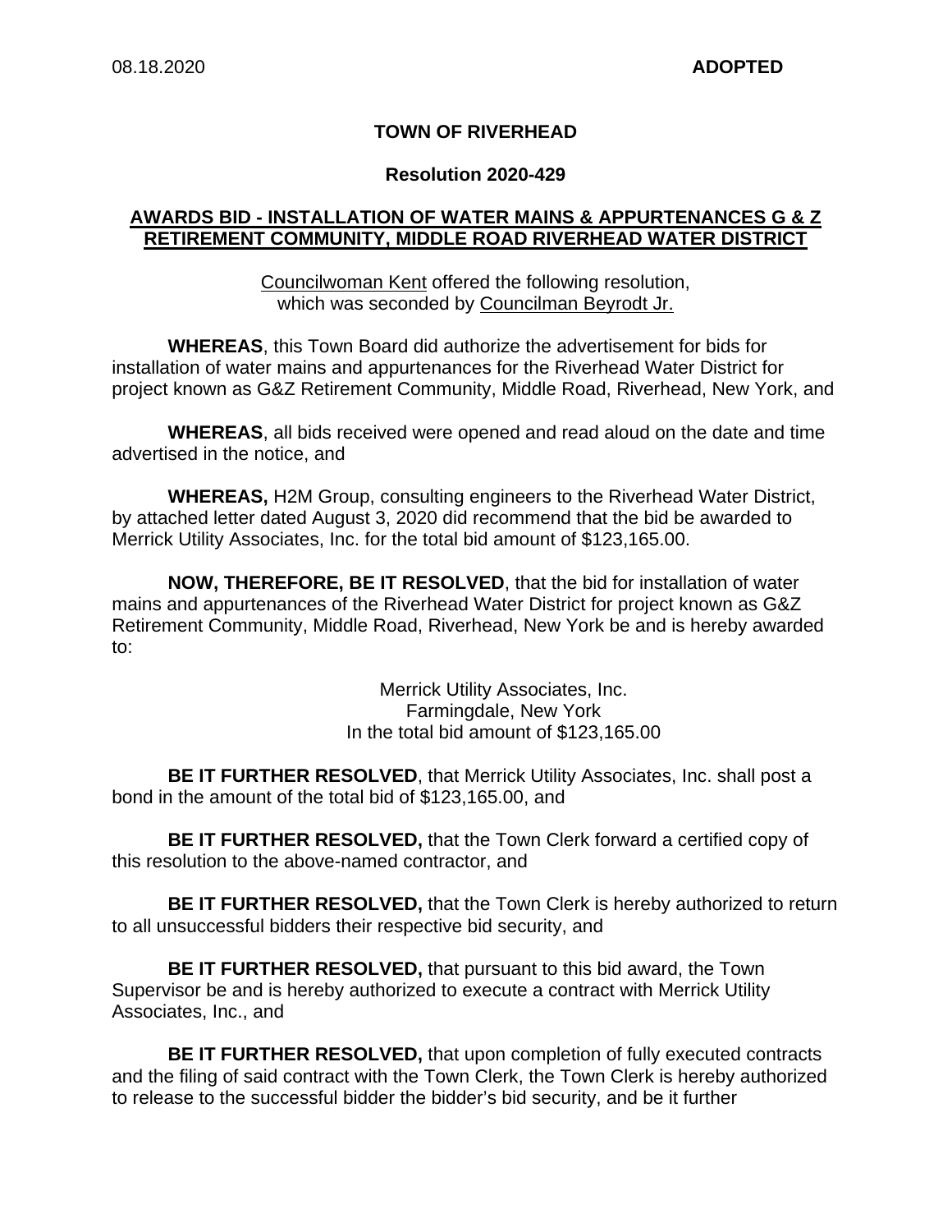08.18.2020 **ADOPTED**

**TOWN OF RIVERHEAD**

**Resolution 2020-429**

## AWARDS BID - INSTALLATION OF WATER MAINS & APPURTENANCES G & Z RETIREMENT COMMUNITY, MIDDLE ROAD RIVERHEAD WATER DISTRICT

Councilwoman Kent offered the following resolution, which was seconded by Councilman Beyrodt Jr.

**WHEREAS**, this Town Board did authorize the advertisement for bids for installation of water mains and appurtenances for the Riverhead Water District for project known as G&Z Retirement Community, Middle Road, Riverhead, New York, and

**WHEREAS**, all bids received were opened and read aloud on the date and time advertised in the notice, and

**WHEREAS,** H2M Group, consulting engineers to the Riverhead Water District, by attached letter dated August 3, 2020 did recommend that the bid be awarded to Merrick Utility Associates, Inc. for the total bid amount of $123,165.00.

**NOW, THEREFORE, BE IT RESOLVED**, that the bid for installation of water mains and appurtenances of the Riverhead Water District for project known as G&Z Retirement Community, Middle Road, Riverhead, New York be and is hereby awarded to:

Merrick Utility Associates, Inc.
Farmingdale, New York
In the total bid amount of $123,165.00

**BE IT FURTHER RESOLVED**, that Merrick Utility Associates, Inc. shall post a bond in the amount of the total bid of $123,165.00, and

**BE IT FURTHER RESOLVED,** that the Town Clerk forward a certified copy of this resolution to the above-named contractor, and

**BE IT FURTHER RESOLVED,** that the Town Clerk is hereby authorized to return to all unsuccessful bidders their respective bid security, and

**BE IT FURTHER RESOLVED,** that pursuant to this bid award, the Town Supervisor be and is hereby authorized to execute a contract with Merrick Utility Associates, Inc., and

**BE IT FURTHER RESOLVED,** that upon completion of fully executed contracts and the filing of said contract with the Town Clerk, the Town Clerk is hereby authorized to release to the successful bidder the bidder's bid security, and be it further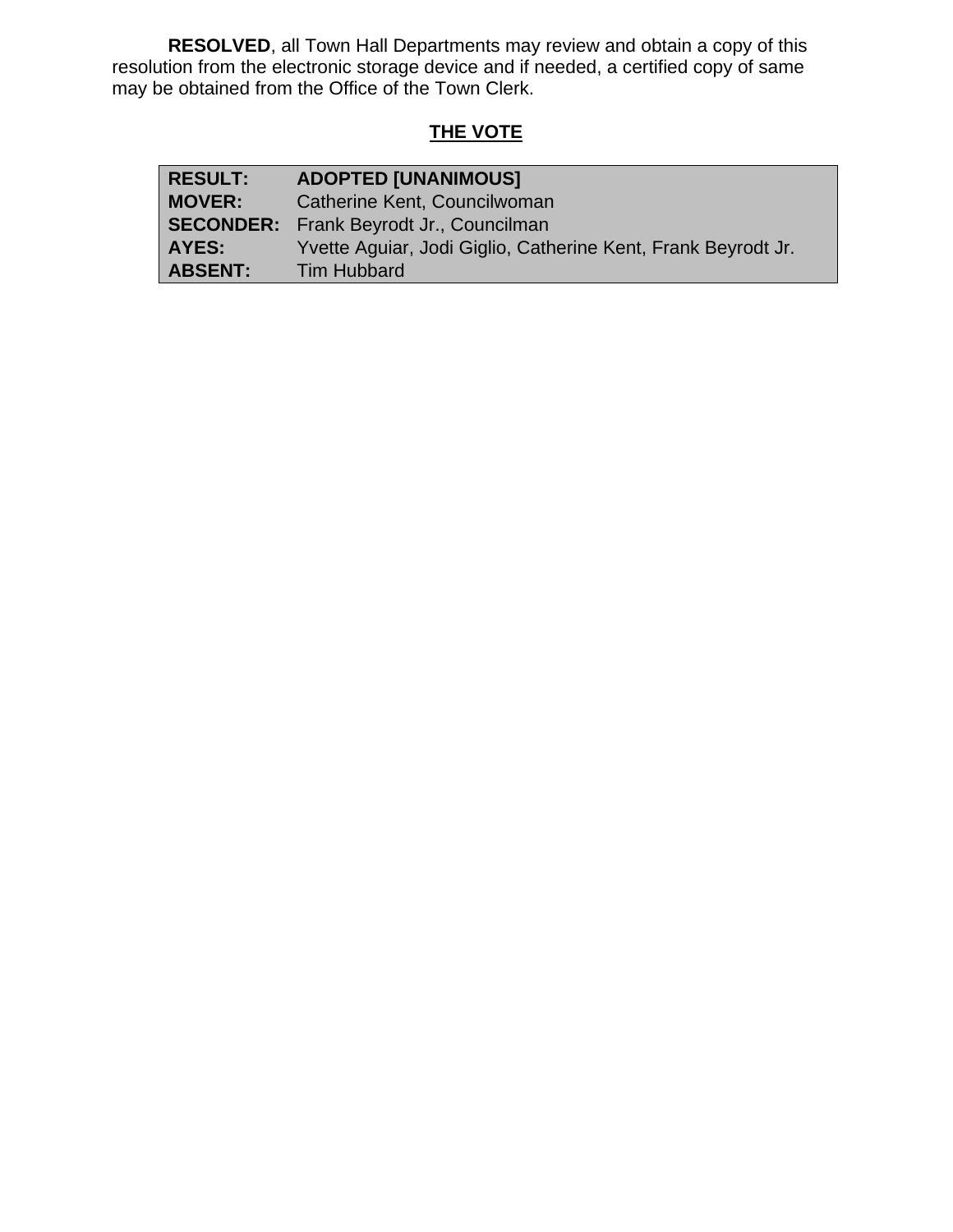**RESOLVED**, all Town Hall Departments may review and obtain a copy of this resolution from the electronic storage device and if needed, a certified copy of same may be obtained from the Office of the Town Clerk.

## THE VOTE

| | |
|---|---|
| **RESULT:** | **ADOPTED [UNANIMOUS]** |
| **MOVER:** | Catherine Kent, Councilwoman |
| **SECONDER:** | Frank Beyrodt Jr., Councilman |
| **AYES:** | Yvette Aguiar, Jodi Giglio, Catherine Kent, Frank Beyrodt Jr. |
| **ABSENT:** | Tim Hubbard |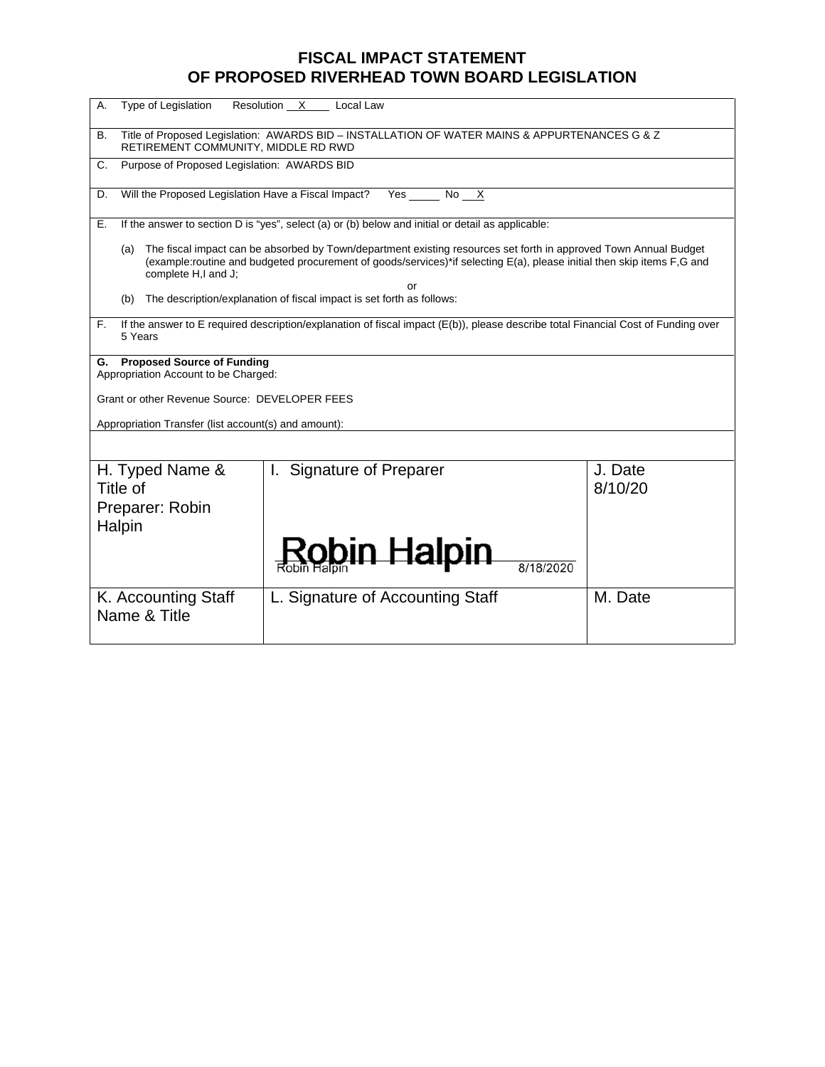# FISCAL IMPACT STATEMENT
# OF PROPOSED RIVERHEAD TOWN BOARD LEGISLATION

A. Type of Legislation Resolution \_\_X\_\_ Local Law

B. Title of Proposed Legislation: AWARDS BID – INSTALLATION OF WATER MAINS & APPURTENANCES G & Z RETIREMENT COMMUNITY, MIDDLE RD RWD

C. Purpose of Proposed Legislation: AWARDS BID

D. Will the Proposed Legislation Have a Fiscal Impact? Yes \_\_\_\_\_ No \_\_X\_\_

E. If the answer to section D is "yes", select (a) or (b) below and initial or detail as applicable:

(a) The fiscal impact can be absorbed by Town/department existing resources set forth in approved Town Annual Budget (example:routine and budgeted procurement of goods/services)*if selecting E(a), please initial then skip items F,G and complete H,I and J;

or

(b) The description/explanation of fiscal impact is set forth as follows:

F. If the answer to E required description/explanation of fiscal impact (E(b)), please describe total Financial Cost of Funding over 5 Years

**G. Proposed Source of Funding**
Appropriation Account to be Charged:

Grant or other Revenue Source: DEVELOPER FEES

Appropriation Transfer (list account(s) and amount):

| | | |
|---|---|---|
| H. Typed Name & Title of Preparer: Robin Halpin | I. Signature of Preparer<br>Robin Halpin<br>Robin Halpin 8/18/2020 | J. Date<br>8/10/20 |
| K. Accounting Staff Name & Title | L. Signature of Accounting Staff | M. Date |